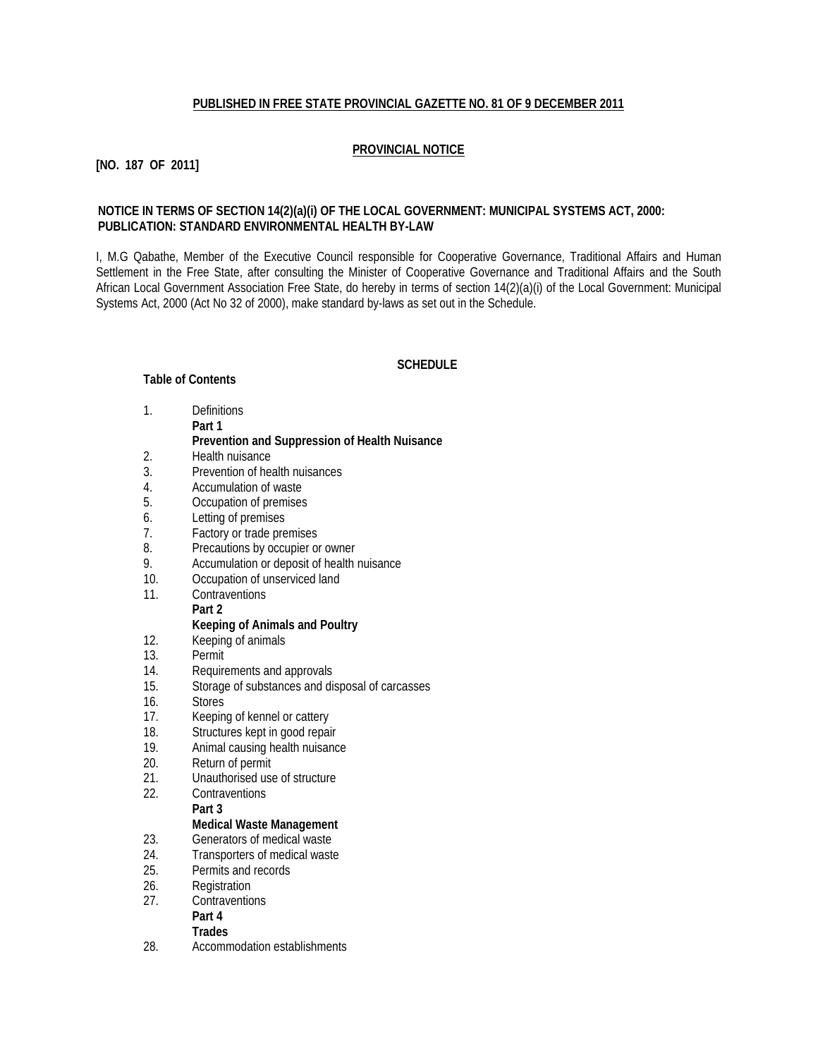**PUBLISHED IN FREE STATE PROVINCIAL GAZETTE NO. 81 OF 9 DECEMBER 2011**

**PROVINCIAL NOTICE**

**[NO. 187 OF 2011]**

**NOTICE IN TERMS OF SECTION 14(2)(a)(i) OF THE LOCAL GOVERNMENT: MUNICIPAL SYSTEMS ACT, 2000: PUBLICATION: STANDARD ENVIRONMENTAL HEALTH BY-LAW**

I, M.G Qabathe, Member of the Executive Council responsible for Cooperative Governance, Traditional Affairs and Human Settlement in the Free State, after consulting the Minister of Cooperative Governance and Traditional Affairs and the South African Local Government Association Free State, do hereby in terms of section 14(2)(a)(i) of the Local Government: Municipal Systems Act, 2000 (Act No 32 of 2000), make standard by-laws as set out in the Schedule.

**SCHEDULE**

**Table of Contents**

1. Definitions

**Part 1**

**Prevention and Suppression of Health Nuisance**

2. Health nuisance
3. Prevention of health nuisances
4. Accumulation of waste
5. Occupation of premises
6. Letting of premises
7. Factory or trade premises
8. Precautions by occupier or owner
9. Accumulation or deposit of health nuisance
10. Occupation of unserviced land
11. Contraventions

**Part 2**

**Keeping of Animals and Poultry**

12. Keeping of animals
13. Permit
14. Requirements and approvals
15. Storage of substances and disposal of carcasses
16. Stores
17. Keeping of kennel or cattery
18. Structures kept in good repair
19. Animal causing health nuisance
20. Return of permit
21. Unauthorised use of structure
22. Contraventions

**Part 3**

**Medical Waste Management**

23. Generators of medical waste
24. Transporters of medical waste
25. Permits and records
26. Registration
27. Contraventions

**Part 4**

**Trades**

28. Accommodation establishments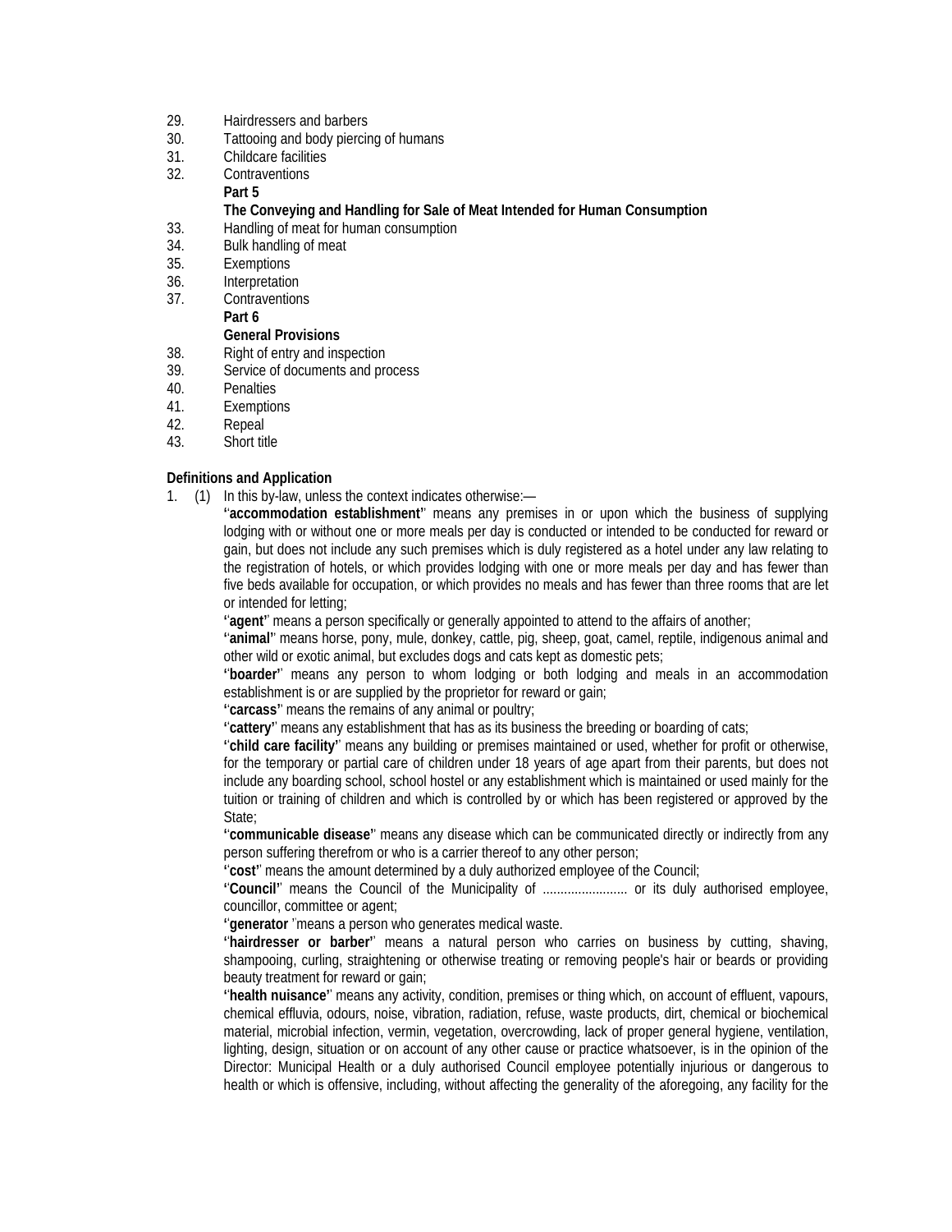29. Hairdressers and barbers
30. Tattooing and body piercing of humans
31. Childcare facilities
32. Contraventions

**Part 5**

**The Conveying and Handling for Sale of Meat Intended for Human Consumption**

33. Handling of meat for human consumption
34. Bulk handling of meat
35. Exemptions
36. Interpretation
37. Contraventions

**Part 6**

**General Provisions**

38. Right of entry and inspection
39. Service of documents and process
40. Penalties
41. Exemptions
42. Repeal
43. Short title

**Definitions and Application**

1. (1) In this by-law, unless the context indicates otherwise:—

''**accommodation establishment**'' means any premises in or upon which the business of supplying lodging with or without one or more meals per day is conducted or intended to be conducted for reward or gain, but does not include any such premises which is duly registered as a hotel under any law relating to the registration of hotels, or which provides lodging with one or more meals per day and has fewer than five beds available for occupation, or which provides no meals and has fewer than three rooms that are let or intended for letting;

''**agent**'' means a person specifically or generally appointed to attend to the affairs of another;

''**animal**'' means horse, pony, mule, donkey, cattle, pig, sheep, goat, camel, reptile, indigenous animal and other wild or exotic animal, but excludes dogs and cats kept as domestic pets;

''**boarder**'' means any person to whom lodging or both lodging and meals in an accommodation establishment is or are supplied by the proprietor for reward or gain;

''**carcass**'' means the remains of any animal or poultry;

''**cattery**'' means any establishment that has as its business the breeding or boarding of cats;

''**child care facility**'' means any building or premises maintained or used, whether for profit or otherwise, for the temporary or partial care of children under 18 years of age apart from their parents, but does not include any boarding school, school hostel or any establishment which is maintained or used mainly for the tuition or training of children and which is controlled by or which has been registered or approved by the State;

''**communicable disease**'' means any disease which can be communicated directly or indirectly from any person suffering therefrom or who is a carrier thereof to any other person;

''**cost**'' means the amount determined by a duly authorized employee of the Council;

''**Council**'' means the Council of the Municipality of ........................ or its duly authorised employee, councillor, committee or agent;

''**generator** ''means a person who generates medical waste.

''**hairdresser or barber**'' means a natural person who carries on business by cutting, shaving, shampooing, curling, straightening or otherwise treating or removing people's hair or beards or providing beauty treatment for reward or gain;

''**health nuisance**'' means any activity, condition, premises or thing which, on account of effluent, vapours, chemical effluvia, odours, noise, vibration, radiation, refuse, waste products, dirt, chemical or biochemical material, microbial infection, vermin, vegetation, overcrowding, lack of proper general hygiene, ventilation, lighting, design, situation or on account of any other cause or practice whatsoever, is in the opinion of the Director: Municipal Health or a duly authorised Council employee potentially injurious or dangerous to health or which is offensive, including, without affecting the generality of the aforegoing, any facility for the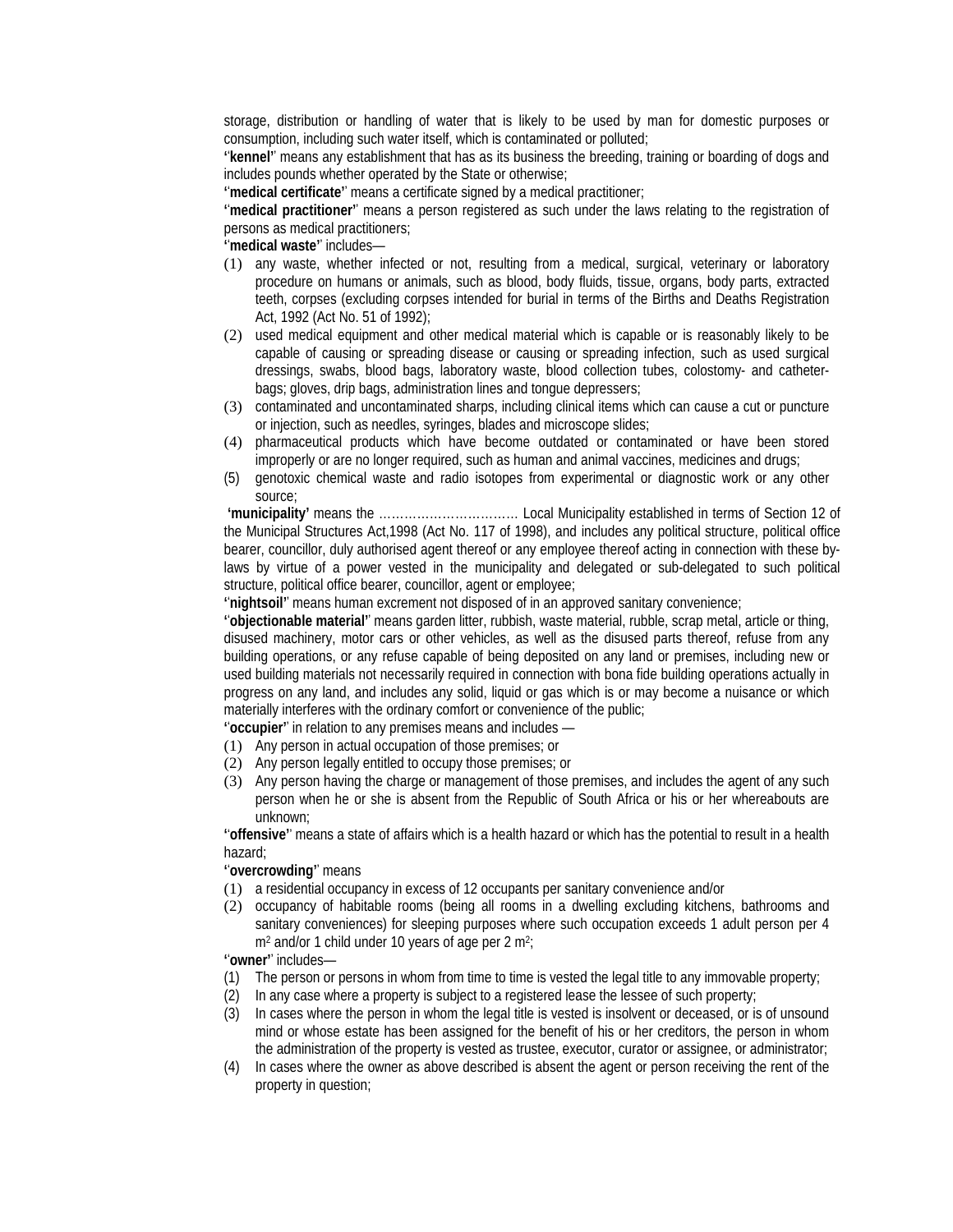storage, distribution or handling of water that is likely to be used by man for domestic purposes or consumption, including such water itself, which is contaminated or polluted;

"**kennel**" means any establishment that has as its business the breeding, training or boarding of dogs and includes pounds whether operated by the State or otherwise;

"**medical certificate**" means a certificate signed by a medical practitioner;

"**medical practitioner**" means a person registered as such under the laws relating to the registration of persons as medical practitioners;

"**medical waste**" includes—

(1) any waste, whether infected or not, resulting from a medical, surgical, veterinary or laboratory procedure on humans or animals, such as blood, body fluids, tissue, organs, body parts, extracted teeth, corpses (excluding corpses intended for burial in terms of the Births and Deaths Registration Act, 1992 (Act No. 51 of 1992);
(2) used medical equipment and other medical material which is capable or is reasonably likely to be capable of causing or spreading disease or causing or spreading infection, such as used surgical dressings, swabs, blood bags, laboratory waste, blood collection tubes, colostomy- and catheter-bags; gloves, drip bags, administration lines and tongue depressers;
(3) contaminated and uncontaminated sharps, including clinical items which can cause a cut or puncture or injection, such as needles, syringes, blades and microscope slides;
(4) pharmaceutical products which have become outdated or contaminated or have been stored improperly or are no longer required, such as human and animal vaccines, medicines and drugs;
(5) genotoxic chemical waste and radio isotopes from experimental or diagnostic work or any other source;

**'municipality'** means the ……………………………. Local Municipality established in terms of Section 12 of the Municipal Structures Act,1998 (Act No. 117 of 1998), and includes any political structure, political office bearer, councillor, duly authorised agent thereof or any employee thereof acting in connection with these by-laws by virtue of a power vested in the municipality and delegated or sub-delegated to such political structure, political office bearer, councillor, agent or employee;

"**nightsoil**" means human excrement not disposed of in an approved sanitary convenience;

"**objectionable material**" means garden litter, rubbish, waste material, rubble, scrap metal, article or thing, disused machinery, motor cars or other vehicles, as well as the disused parts thereof, refuse from any building operations, or any refuse capable of being deposited on any land or premises, including new or used building materials not necessarily required in connection with bona fide building operations actually in progress on any land, and includes any solid, liquid or gas which is or may become a nuisance or which materially interferes with the ordinary comfort or convenience of the public;

"**occupier**" in relation to any premises means and includes —

(1) Any person in actual occupation of those premises; or
(2) Any person legally entitled to occupy those premises; or
(3) Any person having the charge or management of those premises, and includes the agent of any such person when he or she is absent from the Republic of South Africa or his or her whereabouts are unknown;

"**offensive**" means a state of affairs which is a health hazard or which has the potential to result in a health hazard;

"**overcrowding**" means

(1) a residential occupancy in excess of 12 occupants per sanitary convenience and/or
(2) occupancy of habitable rooms (being all rooms in a dwelling excluding kitchens, bathrooms and sanitary conveniences) for sleeping purposes where such occupation exceeds 1 adult person per 4 $m^2$ and/or 1 child under 10 years of age per 2 $m^2$;

"**owner**" includes—

(1) The person or persons in whom from time to time is vested the legal title to any immovable property;
(2) In any case where a property is subject to a registered lease the lessee of such property;
(3) In cases where the person in whom the legal title is vested is insolvent or deceased, or is of unsound mind or whose estate has been assigned for the benefit of his or her creditors, the person in whom the administration of the property is vested as trustee, executor, curator or assignee, or administrator;
(4) In cases where the owner as above described is absent the agent or person receiving the rent of the property in question;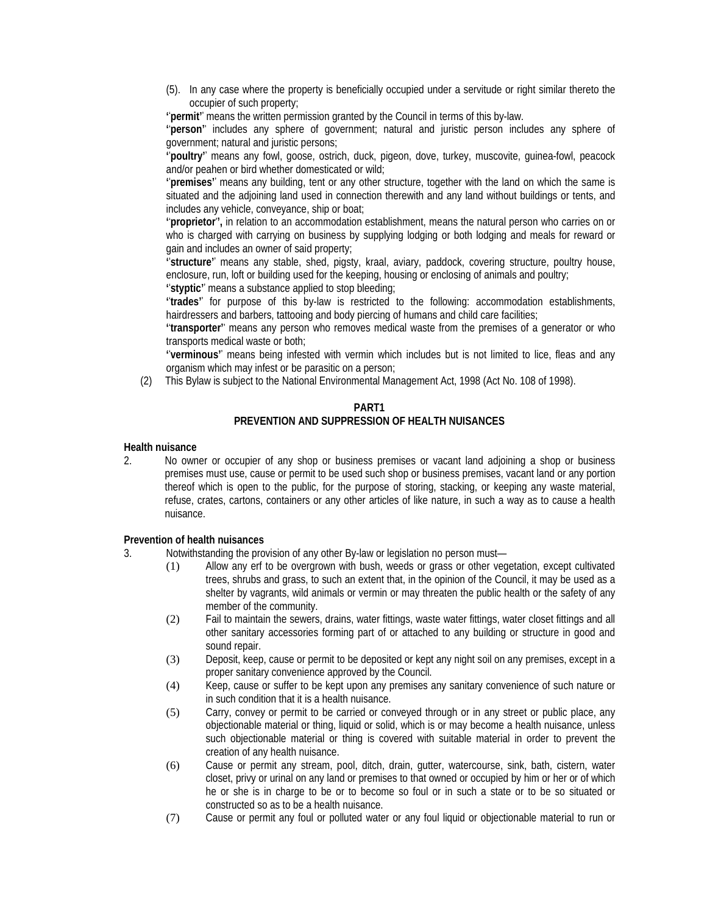(5). In any case where the property is beneficially occupied under a servitude or right similar thereto the occupier of such property;

''**permit**'' means the written permission granted by the Council in terms of this by-law.

''**person**'' includes any sphere of government; natural and juristic person includes any sphere of government; natural and juristic persons;

''**poultry**'' means any fowl, goose, ostrich, duck, pigeon, dove, turkey, muscovite, guinea-fowl, peacock and/or peahen or bird whether domesticated or wild;

''**premises**'' means any building, tent or any other structure, together with the land on which the same is situated and the adjoining land used in connection therewith and any land without buildings or tents, and includes any vehicle, conveyance, ship or boat;

''**proprietor**'', in relation to an accommodation establishment, means the natural person who carries on or who is charged with carrying on business by supplying lodging or both lodging and meals for reward or gain and includes an owner of said property;

''**structure**'' means any stable, shed, pigsty, kraal, aviary, paddock, covering structure, poultry house, enclosure, run, loft or building used for the keeping, housing or enclosing of animals and poultry;

''**styptic**'' means a substance applied to stop bleeding;

''**trades**'' for purpose of this by-law is restricted to the following: accommodation establishments, hairdressers and barbers, tattooing and body piercing of humans and child care facilities;

''**transporter**'' means any person who removes medical waste from the premises of a generator or who transports medical waste or both;

''**verminous**'' means being infested with vermin which includes but is not limited to lice, fleas and any organism which may infest or be parasitic on a person;

(2) This Bylaw is subject to the National Environmental Management Act, 1998 (Act No. 108 of 1998).

## PART1
## PREVENTION AND SUPPRESSION OF HEALTH NUISANCES

**Health nuisance**

2. No owner or occupier of any shop or business premises or vacant land adjoining a shop or business premises must use, cause or permit to be used such shop or business premises, vacant land or any portion thereof which is open to the public, for the purpose of storing, stacking, or keeping any waste material, refuse, crates, cartons, containers or any other articles of like nature, in such a way as to cause a health nuisance.

**Prevention of health nuisances**

3. Notwithstanding the provision of any other By-law or legislation no person must—
   - (1) Allow any erf to be overgrown with bush, weeds or grass or other vegetation, except cultivated trees, shrubs and grass, to such an extent that, in the opinion of the Council, it may be used as a shelter by vagrants, wild animals or vermin or may threaten the public health or the safety of any member of the community.
   - (2) Fail to maintain the sewers, drains, water fittings, waste water fittings, water closet fittings and all other sanitary accessories forming part of or attached to any building or structure in good and sound repair.
   - (3) Deposit, keep, cause or permit to be deposited or kept any night soil on any premises, except in a proper sanitary convenience approved by the Council.
   - (4) Keep, cause or suffer to be kept upon any premises any sanitary convenience of such nature or in such condition that it is a health nuisance.
   - (5) Carry, convey or permit to be carried or conveyed through or in any street or public place, any objectionable material or thing, liquid or solid, which is or may become a health nuisance, unless such objectionable material or thing is covered with suitable material in order to prevent the creation of any health nuisance.
   - (6) Cause or permit any stream, pool, ditch, drain, gutter, watercourse, sink, bath, cistern, water closet, privy or urinal on any land or premises to that owned or occupied by him or her or of which he or she is in charge to be or to become so foul or in such a state or to be so situated or constructed so as to be a health nuisance.
   - (7) Cause or permit any foul or polluted water or any foul liquid or objectionable material to run or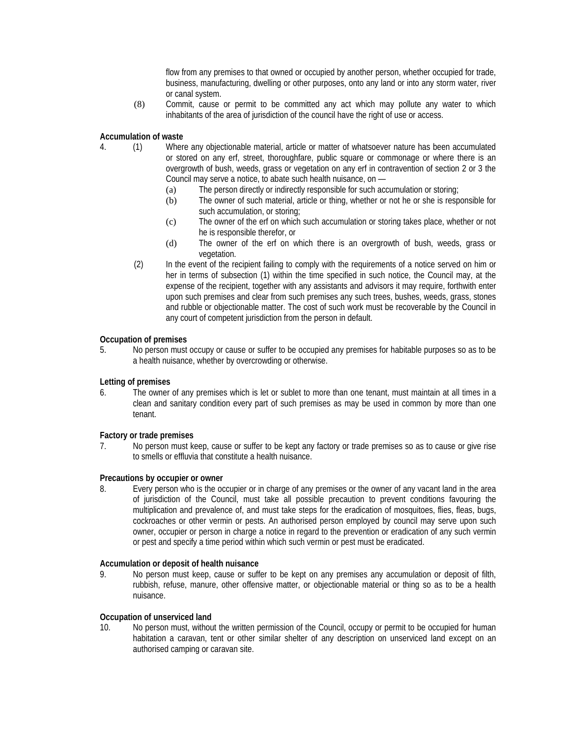flow from any premises to that owned or occupied by another person, whether occupied for trade, business, manufacturing, dwelling or other purposes, onto any land or into any storm water, river or canal system.

(8) Commit, cause or permit to be committed any act which may pollute any water to which inhabitants of the area of jurisdiction of the council have the right of use or access.

**Accumulation of waste**

4. (1) Where any objectionable material, article or matter of whatsoever nature has been accumulated or stored on any erf, street, thoroughfare, public square or commonage or where there is an overgrowth of bush, weeds, grass or vegetation on any erf in contravention of section 2 or 3 the Council may serve a notice, to abate such health nuisance, on —

   (a) The person directly or indirectly responsible for such accumulation or storing;

   (b) The owner of such material, article or thing, whether or not he or she is responsible for such accumulation, or storing;

   (c) The owner of the erf on which such accumulation or storing takes place, whether or not he is responsible therefor, or

   (d) The owner of the erf on which there is an overgrowth of bush, weeds, grass or vegetation.

(2) In the event of the recipient failing to comply with the requirements of a notice served on him or her in terms of subsection (1) within the time specified in such notice, the Council may, at the expense of the recipient, together with any assistants and advisors it may require, forthwith enter upon such premises and clear from such premises any such trees, bushes, weeds, grass, stones and rubble or objectionable matter. The cost of such work must be recoverable by the Council in any court of competent jurisdiction from the person in default.

**Occupation of premises**

5. No person must occupy or cause or suffer to be occupied any premises for habitable purposes so as to be a health nuisance, whether by overcrowding or otherwise.

**Letting of premises**

6. The owner of any premises which is let or sublet to more than one tenant, must maintain at all times in a clean and sanitary condition every part of such premises as may be used in common by more than one tenant.

**Factory or trade premises**

7. No person must keep, cause or suffer to be kept any factory or trade premises so as to cause or give rise to smells or effluvia that constitute a health nuisance.

**Precautions by occupier or owner**

8. Every person who is the occupier or in charge of any premises or the owner of any vacant land in the area of jurisdiction of the Council, must take all possible precaution to prevent conditions favouring the multiplication and prevalence of, and must take steps for the eradication of mosquitoes, flies, fleas, bugs, cockroaches or other vermin or pests. An authorised person employed by council may serve upon such owner, occupier or person in charge a notice in regard to the prevention or eradication of any such vermin or pest and specify a time period within which such vermin or pest must be eradicated.

**Accumulation or deposit of health nuisance**

9. No person must keep, cause or suffer to be kept on any premises any accumulation or deposit of filth, rubbish, refuse, manure, other offensive matter, or objectionable material or thing so as to be a health nuisance.

**Occupation of unserviced land**

10. No person must, without the written permission of the Council, occupy or permit to be occupied for human habitation a caravan, tent or other similar shelter of any description on unserviced land except on an authorised camping or caravan site.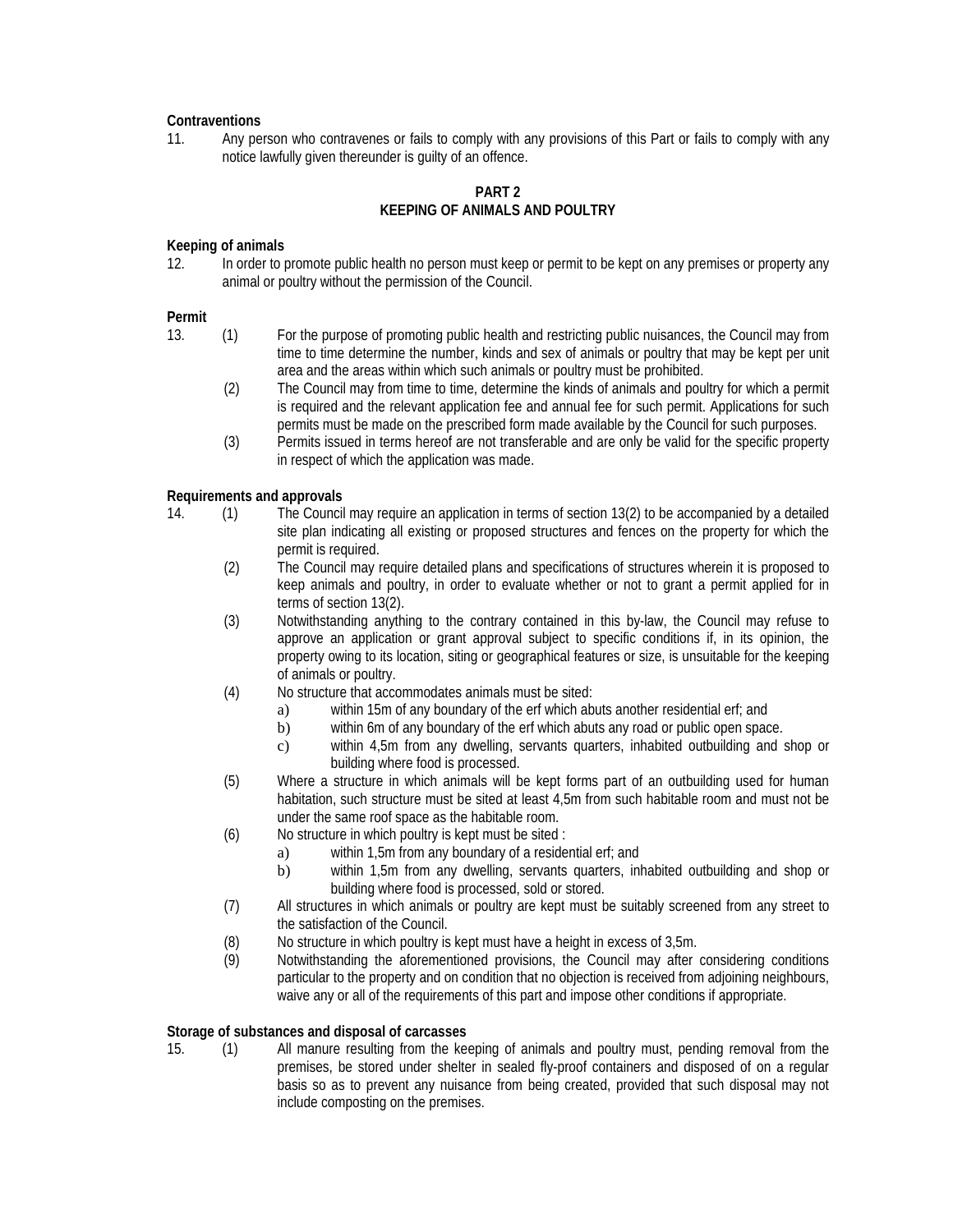**Contraventions**

11. Any person who contravenes or fails to comply with any provisions of this Part or fails to comply with any notice lawfully given thereunder is guilty of an offence.

## PART 2
## KEEPING OF ANIMALS AND POULTRY

**Keeping of animals**

12. In order to promote public health no person must keep or permit to be kept on any premises or property any animal or poultry without the permission of the Council.

**Permit**

13. (1) For the purpose of promoting public health and restricting public nuisances, the Council may from time to time determine the number, kinds and sex of animals or poultry that may be kept per unit area and the areas within which such animals or poultry must be prohibited.

(2) The Council may from time to time, determine the kinds of animals and poultry for which a permit is required and the relevant application fee and annual fee for such permit. Applications for such permits must be made on the prescribed form made available by the Council for such purposes.

(3) Permits issued in terms hereof are not transferable and are only be valid for the specific property in respect of which the application was made.

**Requirements and approvals**

14. (1) The Council may require an application in terms of section 13(2) to be accompanied by a detailed site plan indicating all existing or proposed structures and fences on the property for which the permit is required.

(2) The Council may require detailed plans and specifications of structures wherein it is proposed to keep animals and poultry, in order to evaluate whether or not to grant a permit applied for in terms of section 13(2).

(3) Notwithstanding anything to the contrary contained in this by-law, the Council may refuse to approve an application or grant approval subject to specific conditions if, in its opinion, the property owing to its location, siting or geographical features or size, is unsuitable for the keeping of animals or poultry.

(4) No structure that accommodates animals must be sited:

a) within 15m of any boundary of the erf which abuts another residential erf; and

b) within 6m of any boundary of the erf which abuts any road or public open space.

c) within 4,5m from any dwelling, servants quarters, inhabited outbuilding and shop or building where food is processed.

(5) Where a structure in which animals will be kept forms part of an outbuilding used for human habitation, such structure must be sited at least 4,5m from such habitable room and must not be under the same roof space as the habitable room.

(6) No structure in which poultry is kept must be sited :

a) within 1,5m from any boundary of a residential erf; and

b) within 1,5m from any dwelling, servants quarters, inhabited outbuilding and shop or building where food is processed, sold or stored.

(7) All structures in which animals or poultry are kept must be suitably screened from any street to the satisfaction of the Council.

(8) No structure in which poultry is kept must have a height in excess of 3,5m.

(9) Notwithstanding the aforementioned provisions, the Council may after considering conditions particular to the property and on condition that no objection is received from adjoining neighbours, waive any or all of the requirements of this part and impose other conditions if appropriate.

**Storage of substances and disposal of carcasses**

15. (1) All manure resulting from the keeping of animals and poultry must, pending removal from the premises, be stored under shelter in sealed fly-proof containers and disposed of on a regular basis so as to prevent any nuisance from being created, provided that such disposal may not include composting on the premises.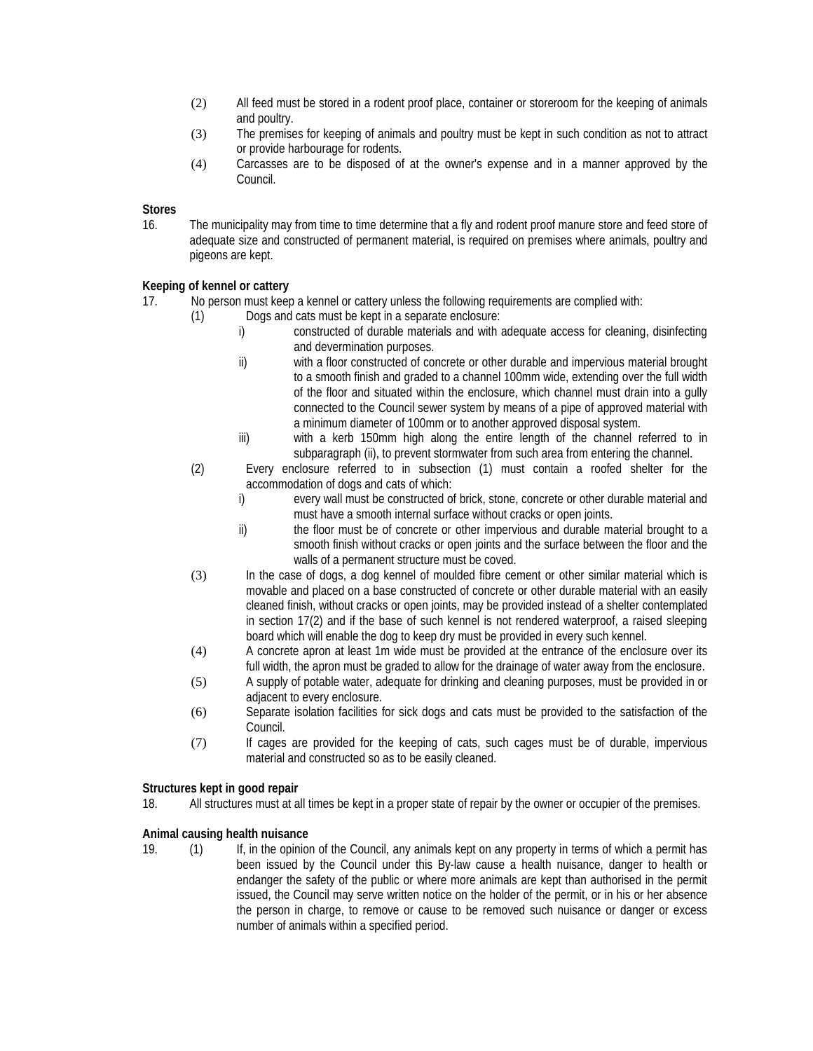(2) All feed must be stored in a rodent proof place, container or storeroom for the keeping of animals and poultry.

(3) The premises for keeping of animals and poultry must be kept in such condition as not to attract or provide harbourage for rodents.

(4) Carcasses are to be disposed of at the owner's expense and in a manner approved by the Council.

**Stores**

16. The municipality may from time to time determine that a fly and rodent proof manure store and feed store of adequate size and constructed of permanent material, is required on premises where animals, poultry and pigeons are kept.

**Keeping of kennel or cattery**

17. No person must keep a kennel or cattery unless the following requirements are complied with:

(1) Dogs and cats must be kept in a separate enclosure:

i) constructed of durable materials and with adequate access for cleaning, disinfecting and devermination purposes.

ii) with a floor constructed of concrete or other durable and impervious material brought to a smooth finish and graded to a channel 100mm wide, extending over the full width of the floor and situated within the enclosure, which channel must drain into a gully connected to the Council sewer system by means of a pipe of approved material with a minimum diameter of 100mm or to another approved disposal system.

iii) with a kerb 150mm high along the entire length of the channel referred to in subparagraph (ii), to prevent stormwater from such area from entering the channel.

(2) Every enclosure referred to in subsection (1) must contain a roofed shelter for the accommodation of dogs and cats of which:

i) every wall must be constructed of brick, stone, concrete or other durable material and must have a smooth internal surface without cracks or open joints.

ii) the floor must be of concrete or other impervious and durable material brought to a smooth finish without cracks or open joints and the surface between the floor and the walls of a permanent structure must be coved.

(3) In the case of dogs, a dog kennel of moulded fibre cement or other similar material which is movable and placed on a base constructed of concrete or other durable material with an easily cleaned finish, without cracks or open joints, may be provided instead of a shelter contemplated in section 17(2) and if the base of such kennel is not rendered waterproof, a raised sleeping board which will enable the dog to keep dry must be provided in every such kennel.

(4) A concrete apron at least 1m wide must be provided at the entrance of the enclosure over its full width, the apron must be graded to allow for the drainage of water away from the enclosure.

(5) A supply of potable water, adequate for drinking and cleaning purposes, must be provided in or adjacent to every enclosure.

(6) Separate isolation facilities for sick dogs and cats must be provided to the satisfaction of the Council.

(7) If cages are provided for the keeping of cats, such cages must be of durable, impervious material and constructed so as to be easily cleaned.

**Structures kept in good repair**

18. All structures must at all times be kept in a proper state of repair by the owner or occupier of the premises.

**Animal causing health nuisance**

19. (1) If, in the opinion of the Council, any animals kept on any property in terms of which a permit has been issued by the Council under this By-law cause a health nuisance, danger to health or endanger the safety of the public or where more animals are kept than authorised in the permit issued, the Council may serve written notice on the holder of the permit, or in his or her absence the person in charge, to remove or cause to be removed such nuisance or danger or excess number of animals within a specified period.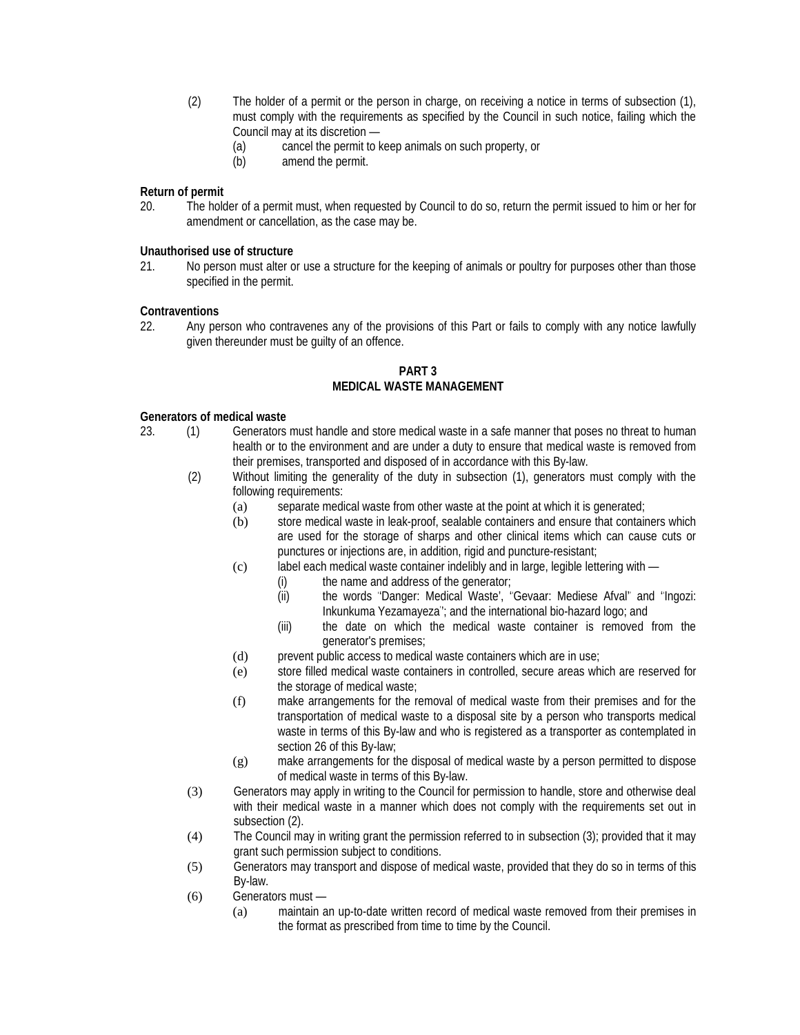(2) The holder of a permit or the person in charge, on receiving a notice in terms of subsection (1), must comply with the requirements as specified by the Council in such notice, failing which the Council may at its discretion —

(a) cancel the permit to keep animals on such property, or

(b) amend the permit.

**Return of permit**

20. The holder of a permit must, when requested by Council to do so, return the permit issued to him or her for amendment or cancellation, as the case may be.

**Unauthorised use of structure**

21. No person must alter or use a structure for the keeping of animals or poultry for purposes other than those specified in the permit.

**Contraventions**

22. Any person who contravenes any of the provisions of this Part or fails to comply with any notice lawfully given thereunder must be guilty of an offence.

## PART 3
## MEDICAL WASTE MANAGEMENT

**Generators of medical waste**

23. (1) Generators must handle and store medical waste in a safe manner that poses no threat to human health or to the environment and are under a duty to ensure that medical waste is removed from their premises, transported and disposed of in accordance with this By-law.

(2) Without limiting the generality of the duty in subsection (1), generators must comply with the following requirements:

(a) separate medical waste from other waste at the point at which it is generated;

(b) store medical waste in leak-proof, sealable containers and ensure that containers which are used for the storage of sharps and other clinical items which can cause cuts or punctures or injections are, in addition, rigid and puncture-resistant;

(c) label each medical waste container indelibly and in large, legible lettering with —

(i) the name and address of the generator;

(ii) the words "Danger: Medical Waste', 'Gevaar: Mediese Afval" and 'Ingozi: Inkunkuma Yezamayeza'; and the international bio-hazard logo; and

(iii) the date on which the medical waste container is removed from the generator's premises;

(d) prevent public access to medical waste containers which are in use;

(e) store filled medical waste containers in controlled, secure areas which are reserved for the storage of medical waste;

(f) make arrangements for the removal of medical waste from their premises and for the transportation of medical waste to a disposal site by a person who transports medical waste in terms of this By-law and who is registered as a transporter as contemplated in section 26 of this By-law;

(g) make arrangements for the disposal of medical waste by a person permitted to dispose of medical waste in terms of this By-law.

(3) Generators may apply in writing to the Council for permission to handle, store and otherwise deal with their medical waste in a manner which does not comply with the requirements set out in subsection (2).

(4) The Council may in writing grant the permission referred to in subsection (3); provided that it may grant such permission subject to conditions.

(5) Generators may transport and dispose of medical waste, provided that they do so in terms of this By-law.

(6) Generators must —

(a) maintain an up-to-date written record of medical waste removed from their premises in the format as prescribed from time to time by the Council.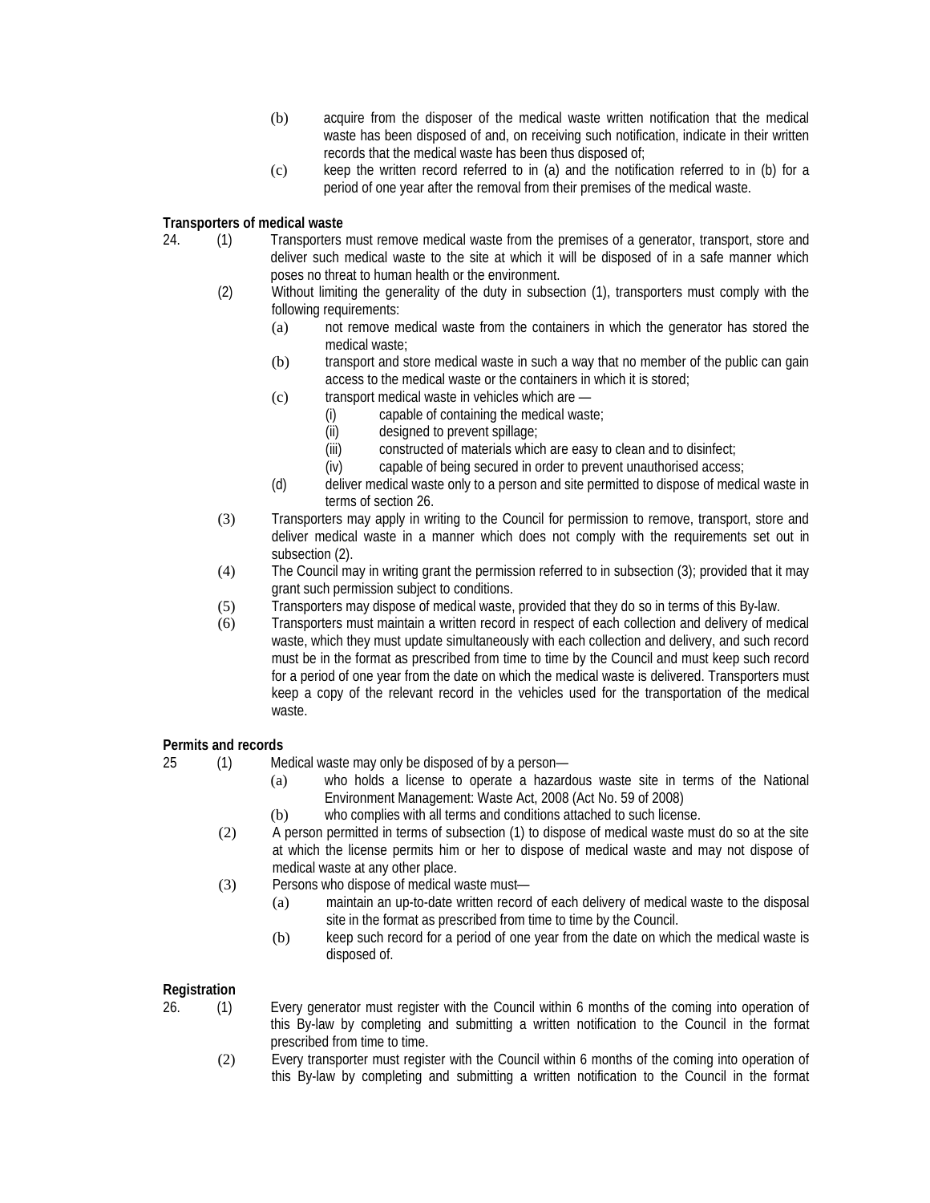(b) acquire from the disposer of the medical waste written notification that the medical waste has been disposed of and, on receiving such notification, indicate in their written records that the medical waste has been thus disposed of;

(c) keep the written record referred to in (a) and the notification referred to in (b) for a period of one year after the removal from their premises of the medical waste.

**Transporters of medical waste**

24. (1) Transporters must remove medical waste from the premises of a generator, transport, store and deliver such medical waste to the site at which it will be disposed of in a safe manner which poses no threat to human health or the environment.

(2) Without limiting the generality of the duty in subsection (1), transporters must comply with the following requirements:

(a) not remove medical waste from the containers in which the generator has stored the medical waste;

(b) transport and store medical waste in such a way that no member of the public can gain access to the medical waste or the containers in which it is stored;

(c) transport medical waste in vehicles which are —

(i) capable of containing the medical waste;

(ii) designed to prevent spillage;

(iii) constructed of materials which are easy to clean and to disinfect;

(iv) capable of being secured in order to prevent unauthorised access;

(d) deliver medical waste only to a person and site permitted to dispose of medical waste in terms of section 26.

(3) Transporters may apply in writing to the Council for permission to remove, transport, store and deliver medical waste in a manner which does not comply with the requirements set out in subsection (2).

(4) The Council may in writing grant the permission referred to in subsection (3); provided that it may grant such permission subject to conditions.

(5) Transporters may dispose of medical waste, provided that they do so in terms of this By-law.

(6) Transporters must maintain a written record in respect of each collection and delivery of medical waste, which they must update simultaneously with each collection and delivery, and such record must be in the format as prescribed from time to time by the Council and must keep such record for a period of one year from the date on which the medical waste is delivered. Transporters must keep a copy of the relevant record in the vehicles used for the transportation of the medical waste.

**Permits and records**

25 (1) Medical waste may only be disposed of by a person—

(a) who holds a license to operate a hazardous waste site in terms of the National Environment Management: Waste Act, 2008 (Act No. 59 of 2008)

(b) who complies with all terms and conditions attached to such license.

(2) A person permitted in terms of subsection (1) to dispose of medical waste must do so at the site at which the license permits him or her to dispose of medical waste and may not dispose of medical waste at any other place.

(3) Persons who dispose of medical waste must—

(a) maintain an up-to-date written record of each delivery of medical waste to the disposal site in the format as prescribed from time to time by the Council.

(b) keep such record for a period of one year from the date on which the medical waste is disposed of.

**Registration**

26. (1) Every generator must register with the Council within 6 months of the coming into operation of this By-law by completing and submitting a written notification to the Council in the format prescribed from time to time.

(2) Every transporter must register with the Council within 6 months of the coming into operation of this By-law by completing and submitting a written notification to the Council in the format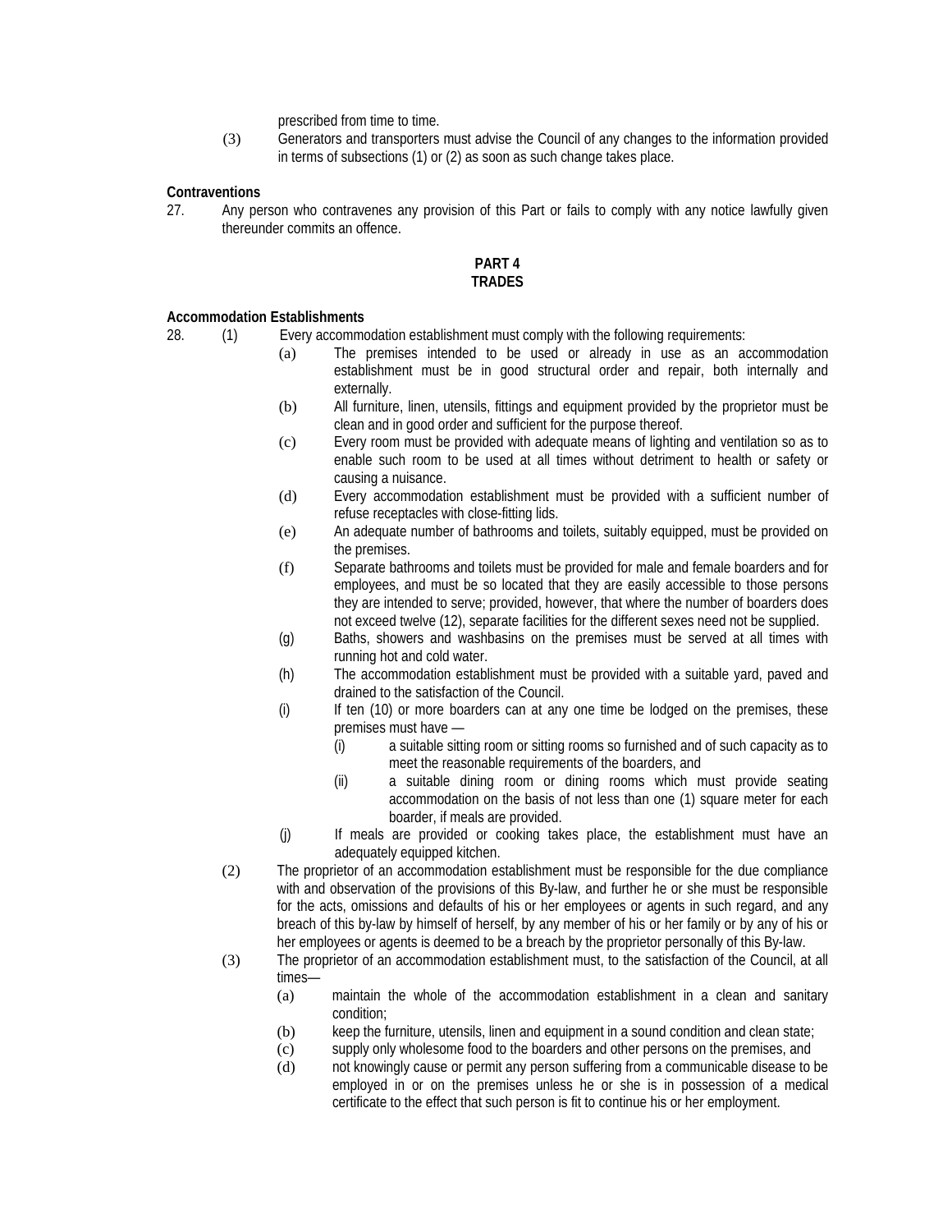prescribed from time to time.

(3) Generators and transporters must advise the Council of any changes to the information provided in terms of subsections (1) or (2) as soon as such change takes place.

**Contraventions**

27. Any person who contravenes any provision of this Part or fails to comply with any notice lawfully given thereunder commits an offence.

## PART 4
## TRADES

**Accommodation Establishments**

28. (1) Every accommodation establishment must comply with the following requirements:

   (a) The premises intended to be used or already in use as an accommodation establishment must be in good structural order and repair, both internally and externally.

   (b) All furniture, linen, utensils, fittings and equipment provided by the proprietor must be clean and in good order and sufficient for the purpose thereof.

   (c) Every room must be provided with adequate means of lighting and ventilation so as to enable such room to be used at all times without detriment to health or safety or causing a nuisance.

   (d) Every accommodation establishment must be provided with a sufficient number of refuse receptacles with close-fitting lids.

   (e) An adequate number of bathrooms and toilets, suitably equipped, must be provided on the premises.

   (f) Separate bathrooms and toilets must be provided for male and female boarders and for employees, and must be so located that they are easily accessible to those persons they are intended to serve; provided, however, that where the number of boarders does not exceed twelve (12), separate facilities for the different sexes need not be supplied.

   (g) Baths, showers and washbasins on the premises must be served at all times with running hot and cold water.

   (h) The accommodation establishment must be provided with a suitable yard, paved and drained to the satisfaction of the Council.

   (i) If ten (10) or more boarders can at any one time be lodged on the premises, these premises must have —

      (i) a suitable sitting room or sitting rooms so furnished and of such capacity as to meet the reasonable requirements of the boarders, and

      (ii) a suitable dining room or dining rooms which must provide seating accommodation on the basis of not less than one (1) square meter for each boarder, if meals are provided.

   (j) If meals are provided or cooking takes place, the establishment must have an adequately equipped kitchen.

(2) The proprietor of an accommodation establishment must be responsible for the due compliance with and observation of the provisions of this By-law, and further he or she must be responsible for the acts, omissions and defaults of his or her employees or agents in such regard, and any breach of this by-law by himself of herself, by any member of his or her family or by any of his or her employees or agents is deemed to be a breach by the proprietor personally of this By-law.

(3) The proprietor of an accommodation establishment must, to the satisfaction of the Council, at all times—

   (a) maintain the whole of the accommodation establishment in a clean and sanitary condition;

   (b) keep the furniture, utensils, linen and equipment in a sound condition and clean state;

   (c) supply only wholesome food to the boarders and other persons on the premises, and

   (d) not knowingly cause or permit any person suffering from a communicable disease to be employed in or on the premises unless he or she is in possession of a medical certificate to the effect that such person is fit to continue his or her employment.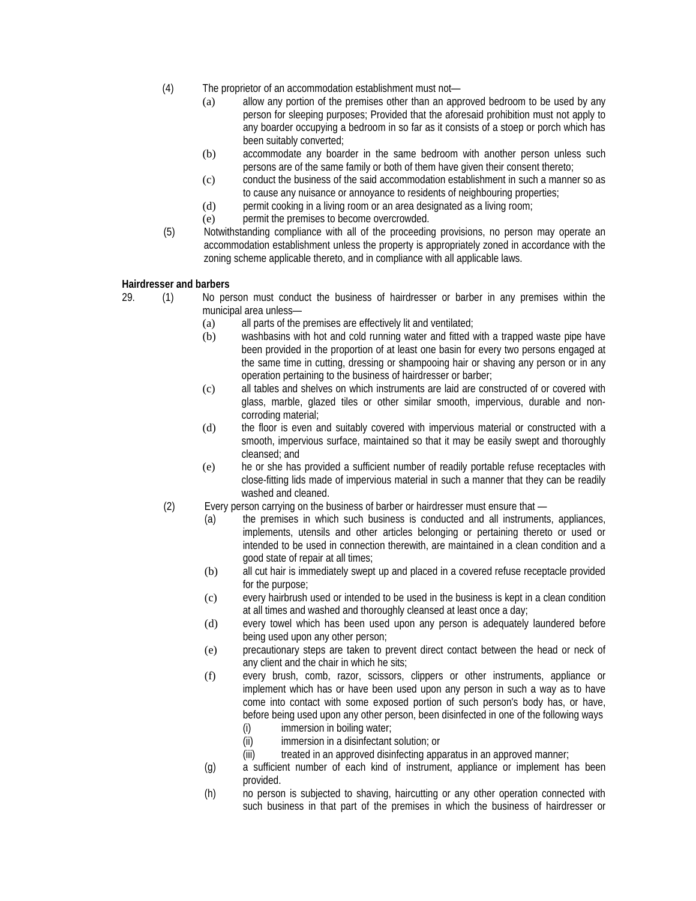(4) The proprietor of an accommodation establishment must not—

(a) allow any portion of the premises other than an approved bedroom to be used by any person for sleeping purposes; Provided that the aforesaid prohibition must not apply to any boarder occupying a bedroom in so far as it consists of a stoep or porch which has been suitably converted;

(b) accommodate any boarder in the same bedroom with another person unless such persons are of the same family or both of them have given their consent thereto;

(c) conduct the business of the said accommodation establishment in such a manner so as to cause any nuisance or annoyance to residents of neighbouring properties;

(d) permit cooking in a living room or an area designated as a living room;

(e) permit the premises to become overcrowded.

(5) Notwithstanding compliance with all of the proceeding provisions, no person may operate an accommodation establishment unless the property is appropriately zoned in accordance with the zoning scheme applicable thereto, and in compliance with all applicable laws.

**Hairdresser and barbers**

29. (1) No person must conduct the business of hairdresser or barber in any premises within the municipal area unless—

(a) all parts of the premises are effectively lit and ventilated;

(b) washbasins with hot and cold running water and fitted with a trapped waste pipe have been provided in the proportion of at least one basin for every two persons engaged at the same time in cutting, dressing or shampooing hair or shaving any person or in any operation pertaining to the business of hairdresser or barber;

(c) all tables and shelves on which instruments are laid are constructed of or covered with glass, marble, glazed tiles or other similar smooth, impervious, durable and non-corroding material;

(d) the floor is even and suitably covered with impervious material or constructed with a smooth, impervious surface, maintained so that it may be easily swept and thoroughly cleansed; and

(e) he or she has provided a sufficient number of readily portable refuse receptacles with close-fitting lids made of impervious material in such a manner that they can be readily washed and cleaned.

(2) Every person carrying on the business of barber or hairdresser must ensure that —

(a) the premises in which such business is conducted and all instruments, appliances, implements, utensils and other articles belonging or pertaining thereto or used or intended to be used in connection therewith, are maintained in a clean condition and a good state of repair at all times;

(b) all cut hair is immediately swept up and placed in a covered refuse receptacle provided for the purpose;

(c) every hairbrush used or intended to be used in the business is kept in a clean condition at all times and washed and thoroughly cleansed at least once a day;

(d) every towel which has been used upon any person is adequately laundered before being used upon any other person;

(e) precautionary steps are taken to prevent direct contact between the head or neck of any client and the chair in which he sits;

(f) every brush, comb, razor, scissors, clippers or other instruments, appliance or implement which has or have been used upon any person in such a way as to have come into contact with some exposed portion of such person's body has, or have, before being used upon any other person, been disinfected in one of the following ways

(i) immersion in boiling water;

(ii) immersion in a disinfectant solution; or

(iii) treated in an approved disinfecting apparatus in an approved manner;

(g) a sufficient number of each kind of instrument, appliance or implement has been provided.

(h) no person is subjected to shaving, haircutting or any other operation connected with such business in that part of the premises in which the business of hairdresser or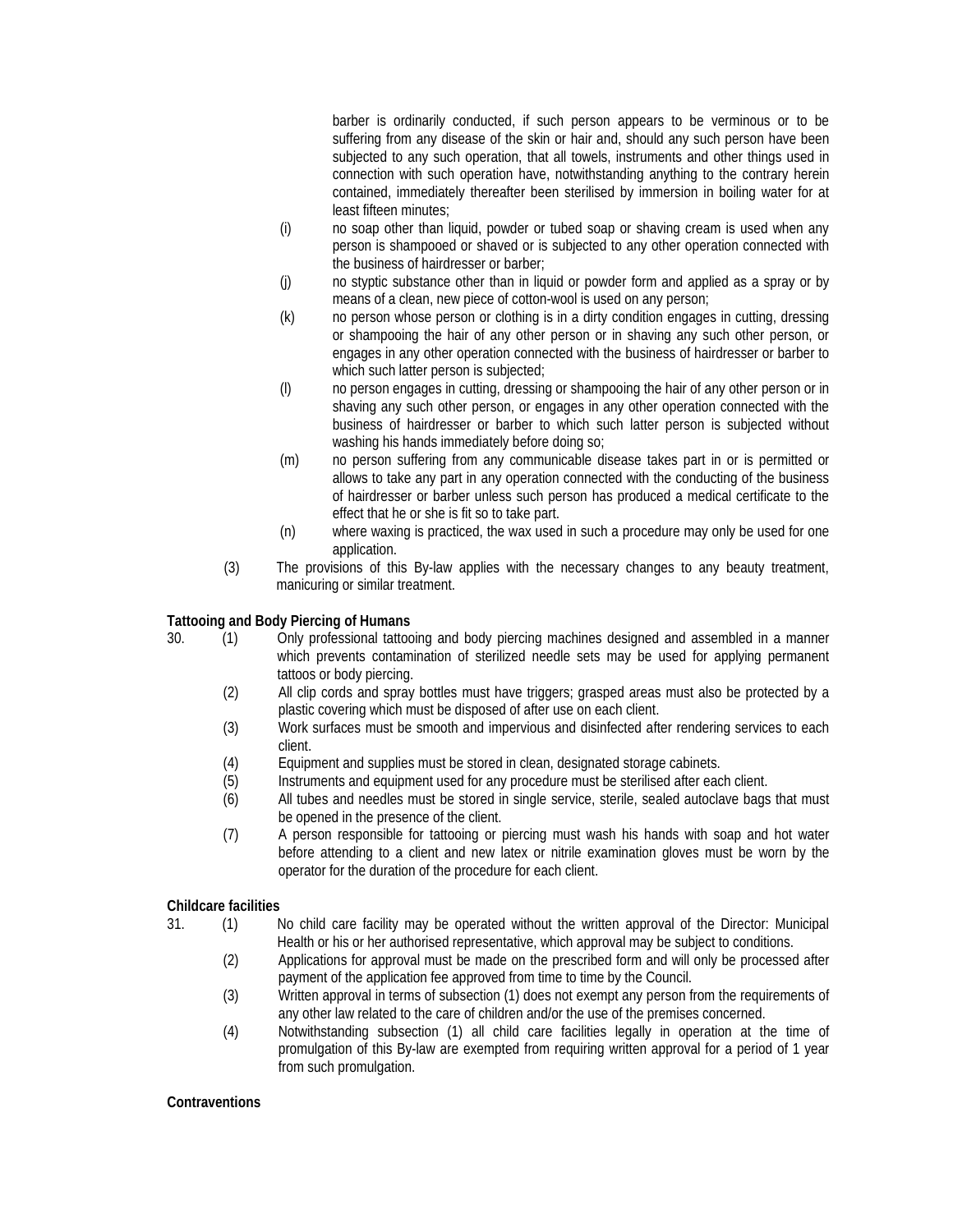barber is ordinarily conducted, if such person appears to be verminous or to be suffering from any disease of the skin or hair and, should any such person have been subjected to any such operation, that all towels, instruments and other things used in connection with such operation have, notwithstanding anything to the contrary herein contained, immediately thereafter been sterilised by immersion in boiling water for at least fifteen minutes;

(i) no soap other than liquid, powder or tubed soap or shaving cream is used when any person is shampooed or shaved or is subjected to any other operation connected with the business of hairdresser or barber;

(j) no styptic substance other than in liquid or powder form and applied as a spray or by means of a clean, new piece of cotton-wool is used on any person;

(k) no person whose person or clothing is in a dirty condition engages in cutting, dressing or shampooing the hair of any other person or in shaving any such other person, or engages in any other operation connected with the business of hairdresser or barber to which such latter person is subjected;

(l) no person engages in cutting, dressing or shampooing the hair of any other person or in shaving any such other person, or engages in any other operation connected with the business of hairdresser or barber to which such latter person is subjected without washing his hands immediately before doing so;

(m) no person suffering from any communicable disease takes part in or is permitted or allows to take any part in any operation connected with the conducting of the business of hairdresser or barber unless such person has produced a medical certificate to the effect that he or she is fit so to take part.

(n) where waxing is practiced, the wax used in such a procedure may only be used for one application.

(3) The provisions of this By-law applies with the necessary changes to any beauty treatment, manicuring or similar treatment.

**Tattooing and Body Piercing of Humans**

30. (1) Only professional tattooing and body piercing machines designed and assembled in a manner which prevents contamination of sterilized needle sets may be used for applying permanent tattoos or body piercing.

(2) All clip cords and spray bottles must have triggers; grasped areas must also be protected by a plastic covering which must be disposed of after use on each client.

(3) Work surfaces must be smooth and impervious and disinfected after rendering services to each client.

(4) Equipment and supplies must be stored in clean, designated storage cabinets.

(5) Instruments and equipment used for any procedure must be sterilised after each client.

(6) All tubes and needles must be stored in single service, sterile, sealed autoclave bags that must be opened in the presence of the client.

(7) A person responsible for tattooing or piercing must wash his hands with soap and hot water before attending to a client and new latex or nitrile examination gloves must be worn by the operator for the duration of the procedure for each client.

**Childcare facilities**

31. (1) No child care facility may be operated without the written approval of the Director: Municipal Health or his or her authorised representative, which approval may be subject to conditions.

(2) Applications for approval must be made on the prescribed form and will only be processed after payment of the application fee approved from time to time by the Council.

(3) Written approval in terms of subsection (1) does not exempt any person from the requirements of any other law related to the care of children and/or the use of the premises concerned.

(4) Notwithstanding subsection (1) all child care facilities legally in operation at the time of promulgation of this By-law are exempted from requiring written approval for a period of 1 year from such promulgation.

**Contraventions**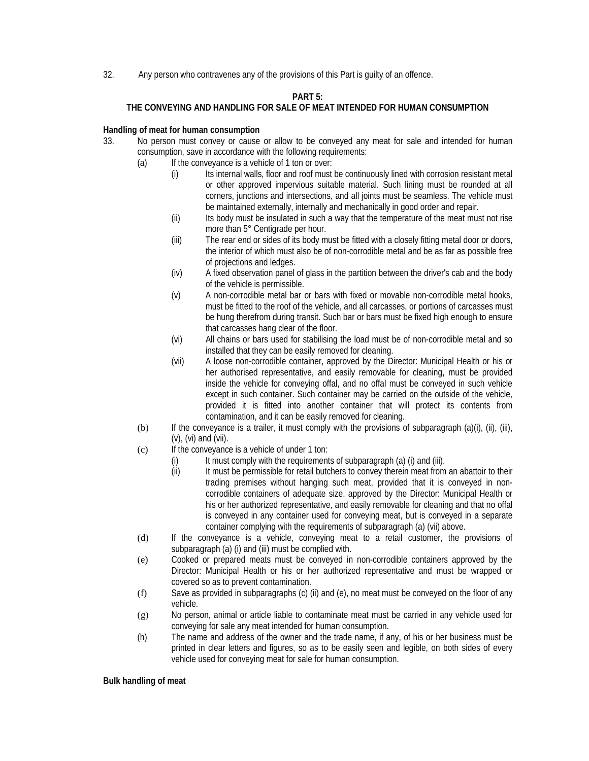32. Any person who contravenes any of the provisions of this Part is guilty of an offence.

## PART 5:
## THE CONVEYING AND HANDLING FOR SALE OF MEAT INTENDED FOR HUMAN CONSUMPTION

**Handling of meat for human consumption**

33. No person must convey or cause or allow to be conveyed any meat for sale and intended for human consumption, save in accordance with the following requirements:
    - (a) If the conveyance is a vehicle of 1 ton or over:
        - (i) Its internal walls, floor and roof must be continuously lined with corrosion resistant metal or other approved impervious suitable material. Such lining must be rounded at all corners, junctions and intersections, and all joints must be seamless. The vehicle must be maintained externally, internally and mechanically in good order and repair.
        - (ii) Its body must be insulated in such a way that the temperature of the meat must not rise more than 5° Centigrade per hour.
        - (iii) The rear end or sides of its body must be fitted with a closely fitting metal door or doors, the interior of which must also be of non-corrodible metal and be as far as possible free of projections and ledges.
        - (iv) A fixed observation panel of glass in the partition between the driver's cab and the body of the vehicle is permissible.
        - (v) A non-corrodible metal bar or bars with fixed or movable non-corrodible metal hooks, must be fitted to the roof of the vehicle, and all carcasses, or portions of carcasses must be hung therefrom during transit. Such bar or bars must be fixed high enough to ensure that carcasses hang clear of the floor.
        - (vi) All chains or bars used for stabilising the load must be of non-corrodible metal and so installed that they can be easily removed for cleaning.
        - (vii) A loose non-corrodible container, approved by the Director: Municipal Health or his or her authorised representative, and easily removable for cleaning, must be provided inside the vehicle for conveying offal, and no offal must be conveyed in such vehicle except in such container. Such container may be carried on the outside of the vehicle, provided it is fitted into another container that will protect its contents from contamination, and it can be easily removed for cleaning.
    - (b) If the conveyance is a trailer, it must comply with the provisions of subparagraph (a)(i), (ii), (iii), (v), (vi) and (vii).
    - (c) If the conveyance is a vehicle of under 1 ton:
        - (i) It must comply with the requirements of subparagraph (a) (i) and (iii).
        - (ii) It must be permissible for retail butchers to convey therein meat from an abattoir to their trading premises without hanging such meat, provided that it is conveyed in non-corrodible containers of adequate size, approved by the Director: Municipal Health or his or her authorized representative, and easily removable for cleaning and that no offal is conveyed in any container used for conveying meat, but is conveyed in a separate container complying with the requirements of subparagraph (a) (vii) above.
    - (d) If the conveyance is a vehicle, conveying meat to a retail customer, the provisions of subparagraph (a) (i) and (iii) must be complied with.
    - (e) Cooked or prepared meats must be conveyed in non-corrodible containers approved by the Director: Municipal Health or his or her authorized representative and must be wrapped or covered so as to prevent contamination.
    - (f) Save as provided in subparagraphs (c) (ii) and (e), no meat must be conveyed on the floor of any vehicle.
    - (g) No person, animal or article liable to contaminate meat must be carried in any vehicle used for conveying for sale any meat intended for human consumption.
    - (h) The name and address of the owner and the trade name, if any, of his or her business must be printed in clear letters and figures, so as to be easily seen and legible, on both sides of every vehicle used for conveying meat for sale for human consumption.

**Bulk handling of meat**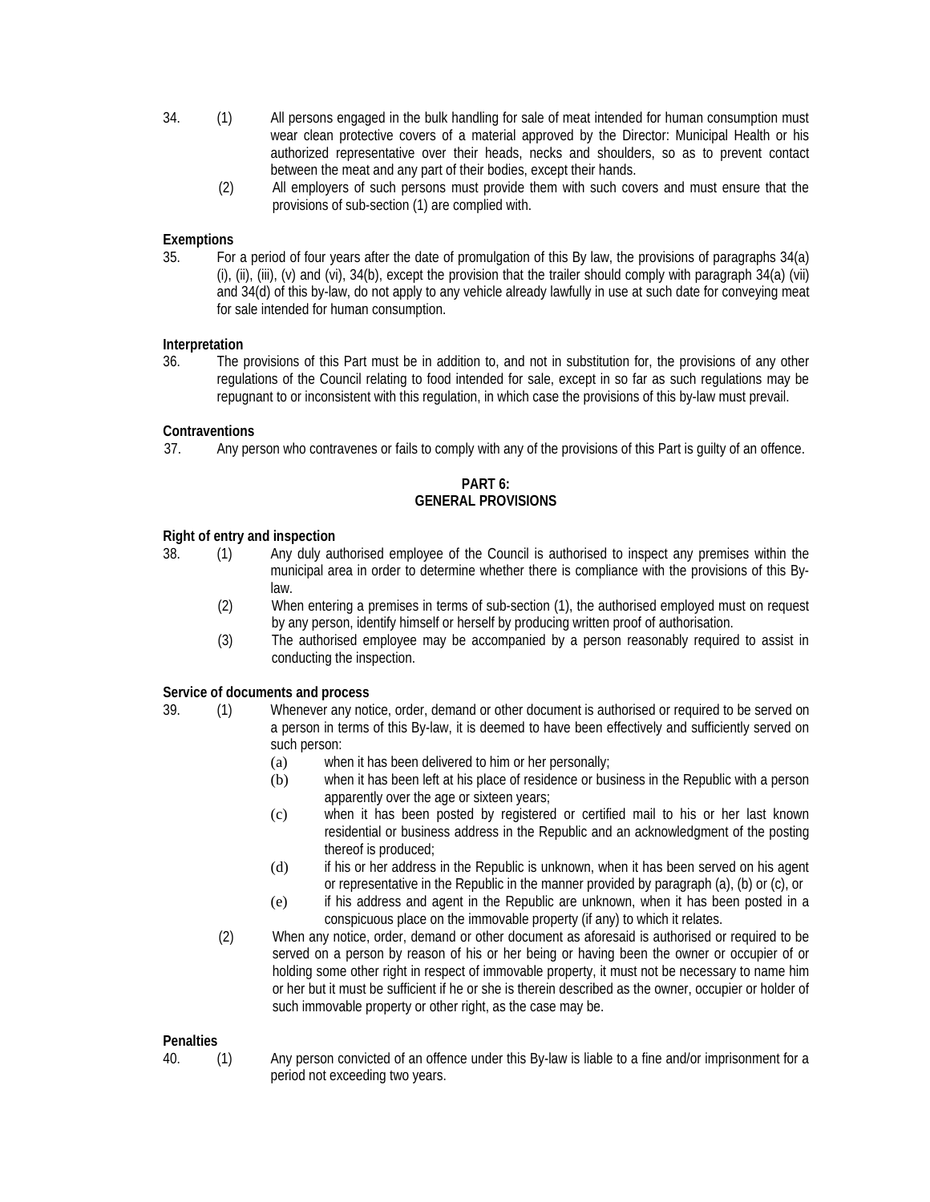34. (1) All persons engaged in the bulk handling for sale of meat intended for human consumption must wear clean protective covers of a material approved by the Director: Municipal Health or his authorized representative over their heads, necks and shoulders, so as to prevent contact between the meat and any part of their bodies, except their hands.

(2) All employers of such persons must provide them with such covers and must ensure that the provisions of sub-section (1) are complied with.

**Exemptions**

35. For a period of four years after the date of promulgation of this By law, the provisions of paragraphs 34(a) (i), (ii), (iii), (v) and (vi), 34(b), except the provision that the trailer should comply with paragraph 34(a) (vii) and 34(d) of this by-law, do not apply to any vehicle already lawfully in use at such date for conveying meat for sale intended for human consumption.

**Interpretation**

36. The provisions of this Part must be in addition to, and not in substitution for, the provisions of any other regulations of the Council relating to food intended for sale, except in so far as such regulations may be repugnant to or inconsistent with this regulation, in which case the provisions of this by-law must prevail.

**Contraventions**

37. Any person who contravenes or fails to comply with any of the provisions of this Part is guilty of an offence.

## PART 6: GENERAL PROVISIONS

**Right of entry and inspection**

38. (1) Any duly authorised employee of the Council is authorised to inspect any premises within the municipal area in order to determine whether there is compliance with the provisions of this By-law.

(2) When entering a premises in terms of sub-section (1), the authorised employed must on request by any person, identify himself or herself by producing written proof of authorisation.

(3) The authorised employee may be accompanied by a person reasonably required to assist in conducting the inspection.

**Service of documents and process**

39. (1) Whenever any notice, order, demand or other document is authorised or required to be served on a person in terms of this By-law, it is deemed to have been effectively and sufficiently served on such person:

(a) when it has been delivered to him or her personally;

(b) when it has been left at his place of residence or business in the Republic with a person apparently over the age or sixteen years;

(c) when it has been posted by registered or certified mail to his or her last known residential or business address in the Republic and an acknowledgment of the posting thereof is produced;

(d) if his or her address in the Republic is unknown, when it has been served on his agent or representative in the Republic in the manner provided by paragraph (a), (b) or (c), or

(e) if his address and agent in the Republic are unknown, when it has been posted in a conspicuous place on the immovable property (if any) to which it relates.

(2) When any notice, order, demand or other document as aforesaid is authorised or required to be served on a person by reason of his or her being or having been the owner or occupier of or holding some other right in respect of immovable property, it must not be necessary to name him or her but it must be sufficient if he or she is therein described as the owner, occupier or holder of such immovable property or other right, as the case may be.

**Penalties**

40. (1) Any person convicted of an offence under this By-law is liable to a fine and/or imprisonment for a period not exceeding two years.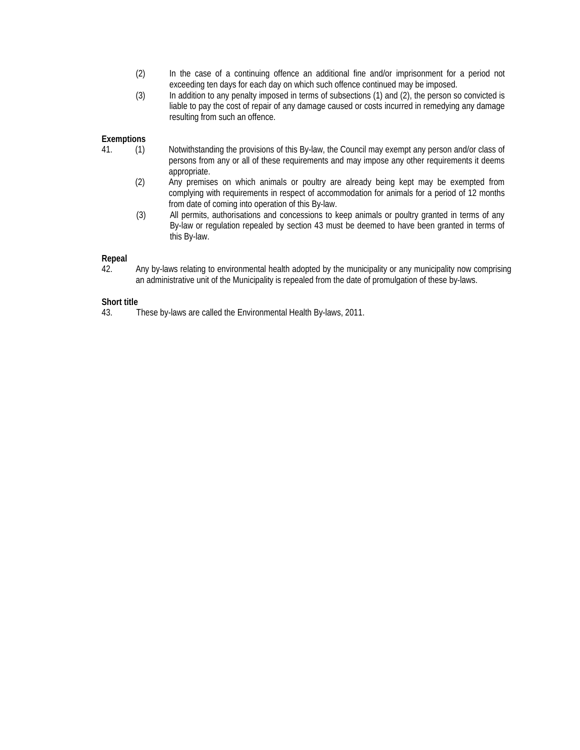(2) In the case of a continuing offence an additional fine and/or imprisonment for a period not exceeding ten days for each day on which such offence continued may be imposed.

(3) In addition to any penalty imposed in terms of subsections (1) and (2), the person so convicted is liable to pay the cost of repair of any damage caused or costs incurred in remedying any damage resulting from such an offence.

**Exemptions**

41. (1) Notwithstanding the provisions of this By-law, the Council may exempt any person and/or class of persons from any or all of these requirements and may impose any other requirements it deems appropriate.

(2) Any premises on which animals or poultry are already being kept may be exempted from complying with requirements in respect of accommodation for animals for a period of 12 months from date of coming into operation of this By-law.

(3) All permits, authorisations and concessions to keep animals or poultry granted in terms of any By-law or regulation repealed by section 43 must be deemed to have been granted in terms of this By-law.

**Repeal**

42. Any by-laws relating to environmental health adopted by the municipality or any municipality now comprising an administrative unit of the Municipality is repealed from the date of promulgation of these by-laws.

**Short title**

43. These by-laws are called the Environmental Health By-laws, 2011.